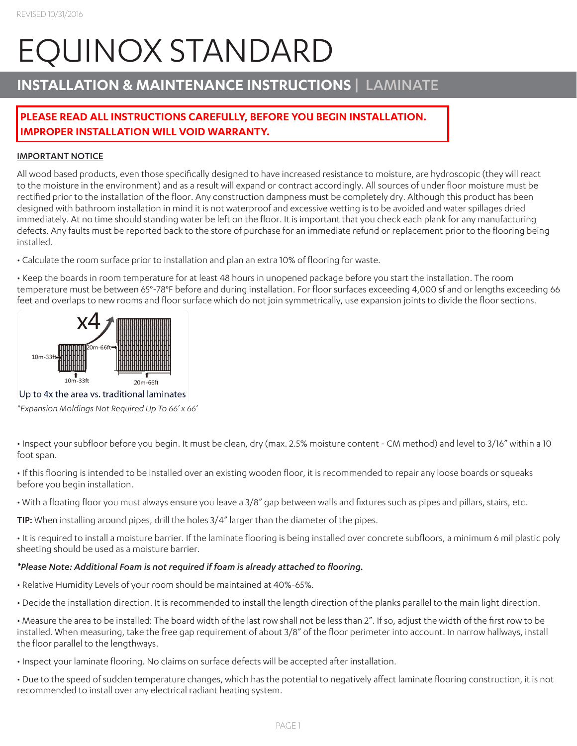REVISED 10/31/2016

# EQUINOX STANDARD

## INSTALLATION & MAINTENANCE INSTRUCTIONS | LAMINATE

**PLEASE READ ALL INSTRUCTIONS CAREFULLY, BEFORE YOU BEGIN INSTALLATION. IMPROPER INSTALLATION WILL VOID WARRANTY.**

### IMPORTANT NOTICE

All wood based products, even those specifically designed to have increased resistance to moisture, are hydroscopic (they will react to the moisture in the environment) and as a result will expand or contract accordingly. All sources of under floor moisture must be rectified prior to the installation of the floor. Any construction dampness must be completely dry. Although this product has been designed with bathroom installation in mind it is not waterproof and excessive wetting is to be avoided and water spillages dried immediately. At no time should standing water be left on the floor. It is important that you check each plank for any manufacturing defects. Any faults must be reported back to the store of purchase for an immediate refund or replacement prior to the flooring being installed.

• Calculate the room surface prior to installation and plan an extra 10% of flooring for waste.

• Keep the boards in room temperature for at least 48 hours in unopened package before you start the installation. The room temperature must be between 65°-78°F before and during installation. For floor surfaces exceeding 4,000 sf and or lengths exceeding 66 feet and overlaps to new rooms and floor surface which do not join symmetrically, use expansion joints to divide the floor sections.

x4

10m-33ft | 10m-33ft | 20m-66ft | 20m-66ft

Up to 4x the area vs. traditional laminates

*Expansion Moldings Not Required Up To 66' x 66'*

• Inspect your subfloor before you begin. It must be clean, dry (max. 2.5% moisture content - CM method) and level to 3/16" within a 10 foot span.

• If this flooring is intended to be installed over an existing wooden floor, it is recommended to repair any loose boards or squeaks before you begin installation.

• With a floating floor you must always ensure you leave a 3/8" gap between walls and fixtures such as pipes and pillars, stairs, etc.

**TIP:** When installing around pipes, drill the holes 3/4" larger than the diameter of the pipes.

• It is required to install a moisture barrier. If the laminate flooring is being installed over concrete subfloors, a minimum 6 mil plastic poly sheeting should be used as a moisture barrier.

***Please Note: Additional Foam is not required if foam is already attached to flooring.***

• Relative Humidity Levels of your room should be maintained at 40%-65%.

• Decide the installation direction. It is recommended to install the length direction of the planks parallel to the main light direction.

• Measure the area to be installed: The board width of the last row shall not be less than 2". If so, adjust the width of the first row to be installed. When measuring, take the free gap requirement of about 3/8" of the floor perimeter into account. In narrow hallways, install the floor parallel to the lengthways.

• Inspect your laminate flooring. No claims on surface defects will be accepted after installation.

• Due to the speed of sudden temperature changes, which has the potential to negatively affect laminate flooring construction, it is not recommended to install over any electrical radiant heating system.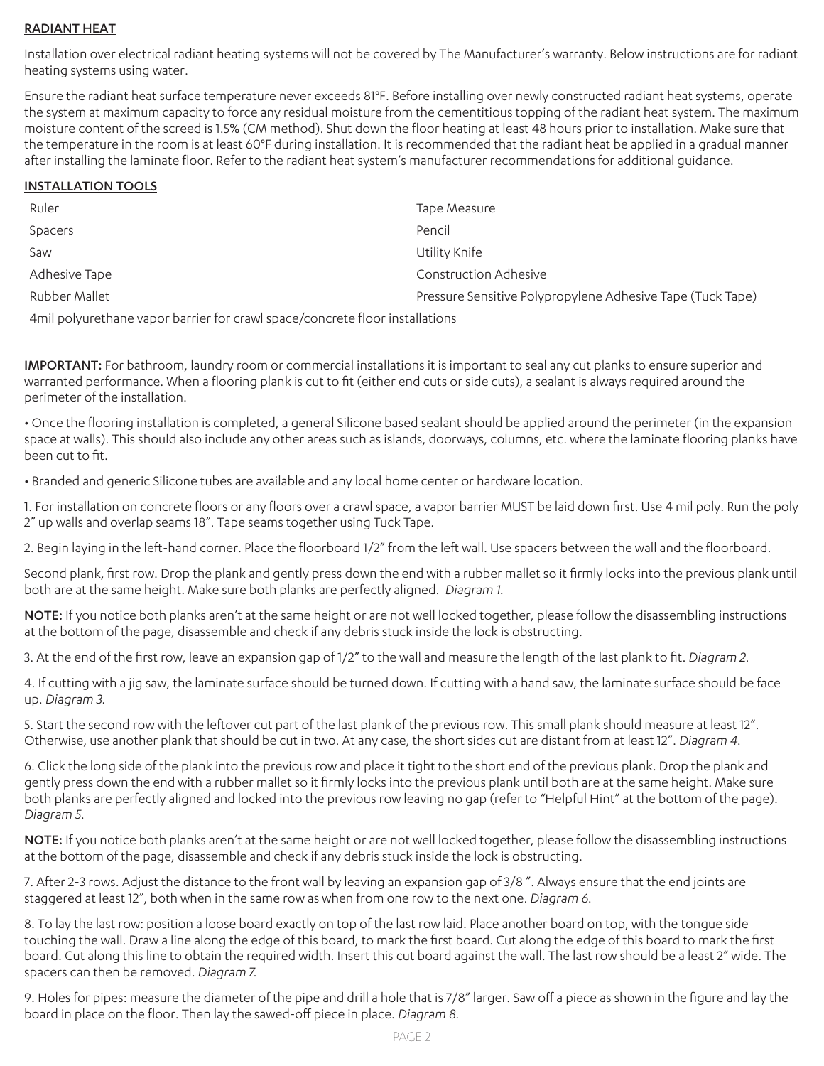## RADIANT HEAT

Installation over electrical radiant heating systems will not be covered by The Manufacturer's warranty. Below instructions are for radiant heating systems using water.

Ensure the radiant heat surface temperature never exceeds 81°F. Before installing over newly constructed radiant heat systems, operate the system at maximum capacity to force any residual moisture from the cementitious topping of the radiant heat system. The maximum moisture content of the screed is 1.5% (CM method). Shut down the floor heating at least 48 hours prior to installation. Make sure that the temperature in the room is at least 60°F during installation. It is recommended that the radiant heat be applied in a gradual manner after installing the laminate floor. Refer to the radiant heat system's manufacturer recommendations for additional guidance.

## INSTALLATION TOOLS

| | |
|---|---|
| Ruler | Tape Measure |
| Spacers | Pencil |
| Saw | Utility Knife |
| Adhesive Tape | Construction Adhesive |
| Rubber Mallet | Pressure Sensitive Polypropylene Adhesive Tape (Tuck Tape) |

4mil polyurethane vapor barrier for crawl space/concrete floor installations

**IMPORTANT:** For bathroom, laundry room or commercial installations it is important to seal any cut planks to ensure superior and warranted performance. When a flooring plank is cut to fit (either end cuts or side cuts), a sealant is always required around the perimeter of the installation.

• Once the flooring installation is completed, a general Silicone based sealant should be applied around the perimeter (in the expansion space at walls). This should also include any other areas such as islands, doorways, columns, etc. where the laminate flooring planks have been cut to fit.

• Branded and generic Silicone tubes are available and any local home center or hardware location.

1. For installation on concrete floors or any floors over a crawl space, a vapor barrier MUST be laid down first. Use 4 mil poly. Run the poly 2" up walls and overlap seams 18". Tape seams together using Tuck Tape.

2. Begin laying in the left-hand corner. Place the floorboard 1/2" from the left wall. Use spacers between the wall and the floorboard.

Second plank, first row. Drop the plank and gently press down the end with a rubber mallet so it firmly locks into the previous plank until both are at the same height. Make sure both planks are perfectly aligned. *Diagram 1.*

**NOTE:** If you notice both planks aren't at the same height or are not well locked together, please follow the disassembling instructions at the bottom of the page, disassemble and check if any debris stuck inside the lock is obstructing.

3. At the end of the first row, leave an expansion gap of 1/2" to the wall and measure the length of the last plank to fit. *Diagram 2.*

4. If cutting with a jig saw, the laminate surface should be turned down. If cutting with a hand saw, the laminate surface should be face up. *Diagram 3.*

5. Start the second row with the leftover cut part of the last plank of the previous row. This small plank should measure at least 12". Otherwise, use another plank that should be cut in two. At any case, the short sides cut are distant from at least 12". *Diagram 4.*

6. Click the long side of the plank into the previous row and place it tight to the short end of the previous plank. Drop the plank and gently press down the end with a rubber mallet so it firmly locks into the previous plank until both are at the same height. Make sure both planks are perfectly aligned and locked into the previous row leaving no gap (refer to "Helpful Hint" at the bottom of the page). *Diagram 5.*

**NOTE:** If you notice both planks aren't at the same height or are not well locked together, please follow the disassembling instructions at the bottom of the page, disassemble and check if any debris stuck inside the lock is obstructing.

7. After 2-3 rows. Adjust the distance to the front wall by leaving an expansion gap of 3/8 ". Always ensure that the end joints are staggered at least 12", both when in the same row as when from one row to the next one. *Diagram 6.*

8. To lay the last row: position a loose board exactly on top of the last row laid. Place another board on top, with the tongue side touching the wall. Draw a line along the edge of this board, to mark the first board. Cut along the edge of this board to mark the first board. Cut along this line to obtain the required width. Insert this cut board against the wall. The last row should be a least 2" wide. The spacers can then be removed. *Diagram 7.*

9. Holes for pipes: measure the diameter of the pipe and drill a hole that is 7/8" larger. Saw off a piece as shown in the figure and lay the board in place on the floor. Then lay the sawed-off piece in place. *Diagram 8.*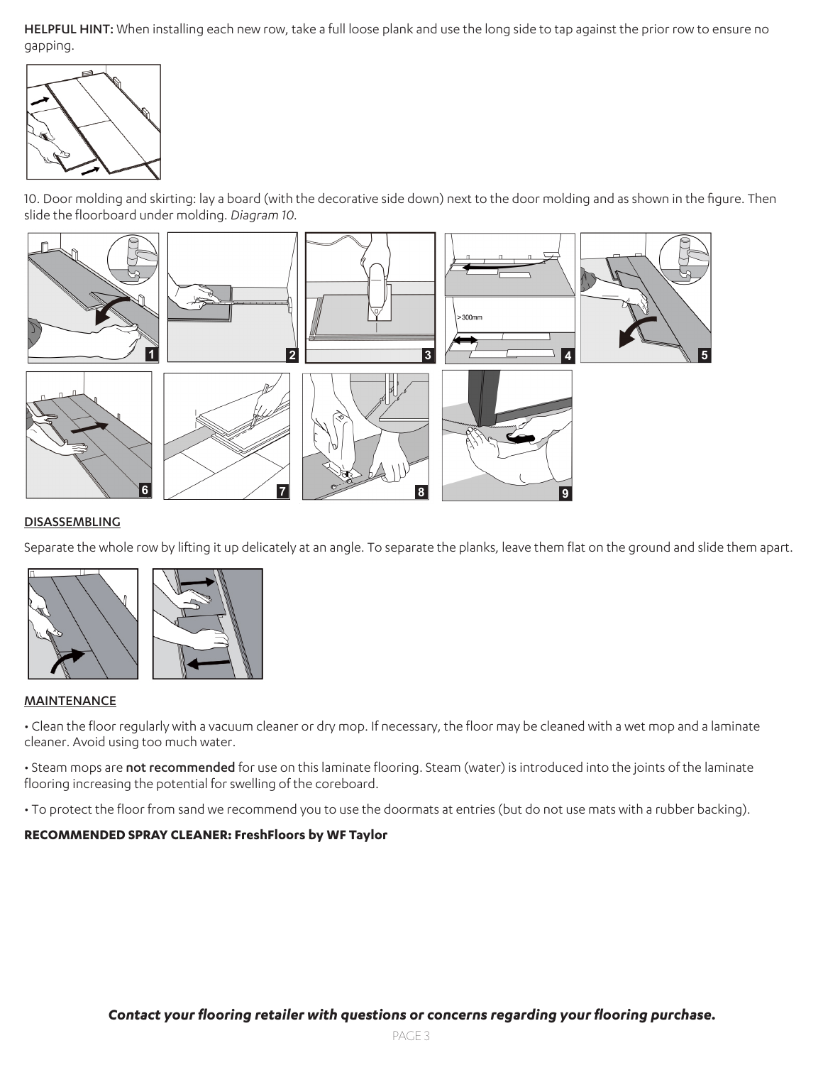**HELPFUL HINT:** When installing each new row, take a full loose plank and use the long side to tap against the prior row to ensure no gapping.

10. Door molding and skirting: lay a board (with the decorative side down) next to the door molding and as shown in the figure. Then slide the floorboard under molding. *Diagram 10.*

1

2

3

>300mm

4

5

6

7

8

9

## DISASSEMBLING

Separate the whole row by lifting it up delicately at an angle. To separate the planks, leave them flat on the ground and slide them apart.

## MAINTENANCE

- Clean the floor regularly with a vacuum cleaner or dry mop. If necessary, the floor may be cleaned with a wet mop and a laminate cleaner. Avoid using too much water.
- Steam mops are **not recommended** for use on this laminate flooring. Steam (water) is introduced into the joints of the laminate flooring increasing the potential for swelling of the coreboard.
- To protect the floor from sand we recommend you to use the doormats at entries (but do not use mats with a rubber backing).

**RECOMMENDED SPRAY CLEANER: FreshFloors by WF Taylor**

***Contact your flooring retailer with questions or concerns regarding your flooring purchase.***